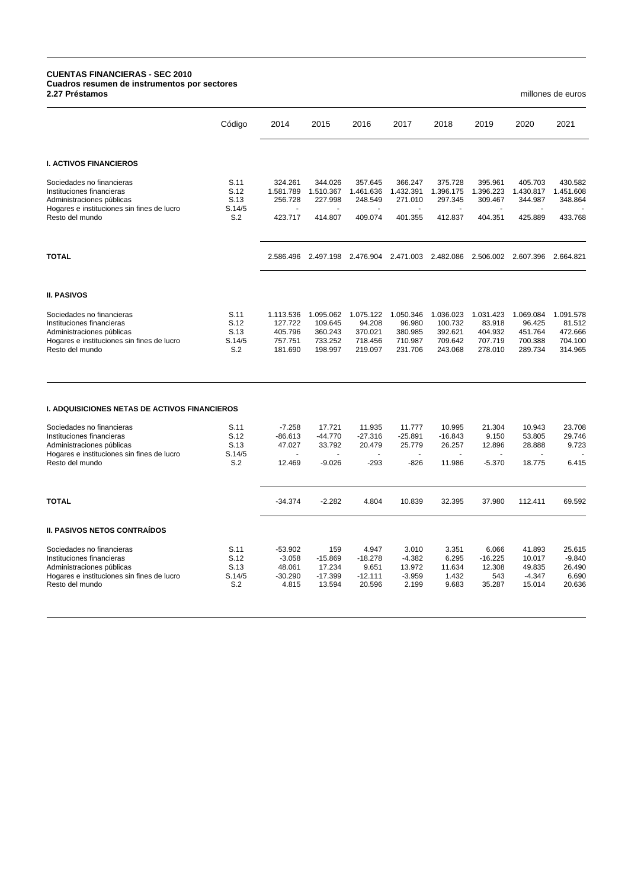**CUENTAS FINANCIERAS - SEC 2010**
**Cuadros resumen de instrumentos por sectores**
**2.27 Préstamos**

millones de euros

| | Código | 2014 | 2015 | 2016 | 2017 | 2018 | 2019 | 2020 | 2021 |
|---|---|---|---|---|---|---|---|---|---|
| **I. ACTIVOS FINANCIEROS** | | | | | | | | | |
| Sociedades no financieras | S.11 | 324.261 | 344.026 | 357.645 | 366.247 | 375.728 | 395.961 | 405.703 | 430.582 |
| Instituciones financieras | S.12 | 1.581.789 | 1.510.367 | 1.461.636 | 1.432.391 | 1.396.175 | 1.396.223 | 1.430.817 | 1.451.608 |
| Administraciones públicas | S.13 | 256.728 | 227.998 | 248.549 | 271.010 | 297.345 | 309.467 | 344.987 | 348.864 |
| Hogares e instituciones sin fines de lucro | S.14/5 | - | - | - | - | - | - | - | - |
| Resto del mundo | S.2 | 423.717 | 414.807 | 409.074 | 401.355 | 412.837 | 404.351 | 425.889 | 433.768 |
| **TOTAL** | | 2.586.496 | 2.497.198 | 2.476.904 | 2.471.003 | 2.482.086 | 2.506.002 | 2.607.396 | 2.664.821 |
| **II. PASIVOS** | | | | | | | | | |
| Sociedades no financieras | S.11 | 1.113.536 | 1.095.062 | 1.075.122 | 1.050.346 | 1.036.023 | 1.031.423 | 1.069.084 | 1.091.578 |
| Instituciones financieras | S.12 | 127.722 | 109.645 | 94.208 | 96.980 | 100.732 | 83.918 | 96.425 | 81.512 |
| Administraciones públicas | S.13 | 405.796 | 360.243 | 370.021 | 380.985 | 392.621 | 404.932 | 451.764 | 472.666 |
| Hogares e instituciones sin fines de lucro | S.14/5 | 757.751 | 733.252 | 718.456 | 710.987 | 709.642 | 707.719 | 700.388 | 704.100 |
| Resto del mundo | S.2 | 181.690 | 198.997 | 219.097 | 231.706 | 243.068 | 278.010 | 289.734 | 314.965 |

| | Código | 2014 | 2015 | 2016 | 2017 | 2018 | 2019 | 2020 | 2021 |
|---|---|---|---|---|---|---|---|---|---|
| **I. ADQUISICIONES NETAS DE ACTIVOS FINANCIEROS** | | | | | | | | | |
| Sociedades no financieras | S.11 | -7.258 | 17.721 | 11.935 | 11.777 | 10.995 | 21.304 | 10.943 | 23.708 |
| Instituciones financieras | S.12 | -86.613 | -44.770 | -27.316 | -25.891 | -16.843 | 9.150 | 53.805 | 29.746 |
| Administraciones públicas | S.13 | 47.027 | 33.792 | 20.479 | 25.779 | 26.257 | 12.896 | 28.888 | 9.723 |
| Hogares e instituciones sin fines de lucro | S.14/5 | - | - | - | - | - | - | - | - |
| Resto del mundo | S.2 | 12.469 | -9.026 | -293 | -826 | 11.986 | -5.370 | 18.775 | 6.415 |
| **TOTAL** | | -34.374 | -2.282 | 4.804 | 10.839 | 32.395 | 37.980 | 112.411 | 69.592 |
| **II. PASIVOS NETOS CONTRAÍDOS** | | | | | | | | | |
| Sociedades no financieras | S.11 | -53.902 | 159 | 4.947 | 3.010 | 3.351 | 6.066 | 41.893 | 25.615 |
| Instituciones financieras | S.12 | -3.058 | -15.869 | -18.278 | -4.382 | 6.295 | -16.225 | 10.017 | -9.840 |
| Administraciones públicas | S.13 | 48.061 | 17.234 | 9.651 | 13.972 | 11.634 | 12.308 | 49.835 | 26.490 |
| Hogares e instituciones sin fines de lucro | S.14/5 | -30.290 | -17.399 | -12.111 | -3.959 | 1.432 | 543 | -4.347 | 6.690 |
| Resto del mundo | S.2 | 4.815 | 13.594 | 20.596 | 2.199 | 9.683 | 35.287 | 15.014 | 20.636 |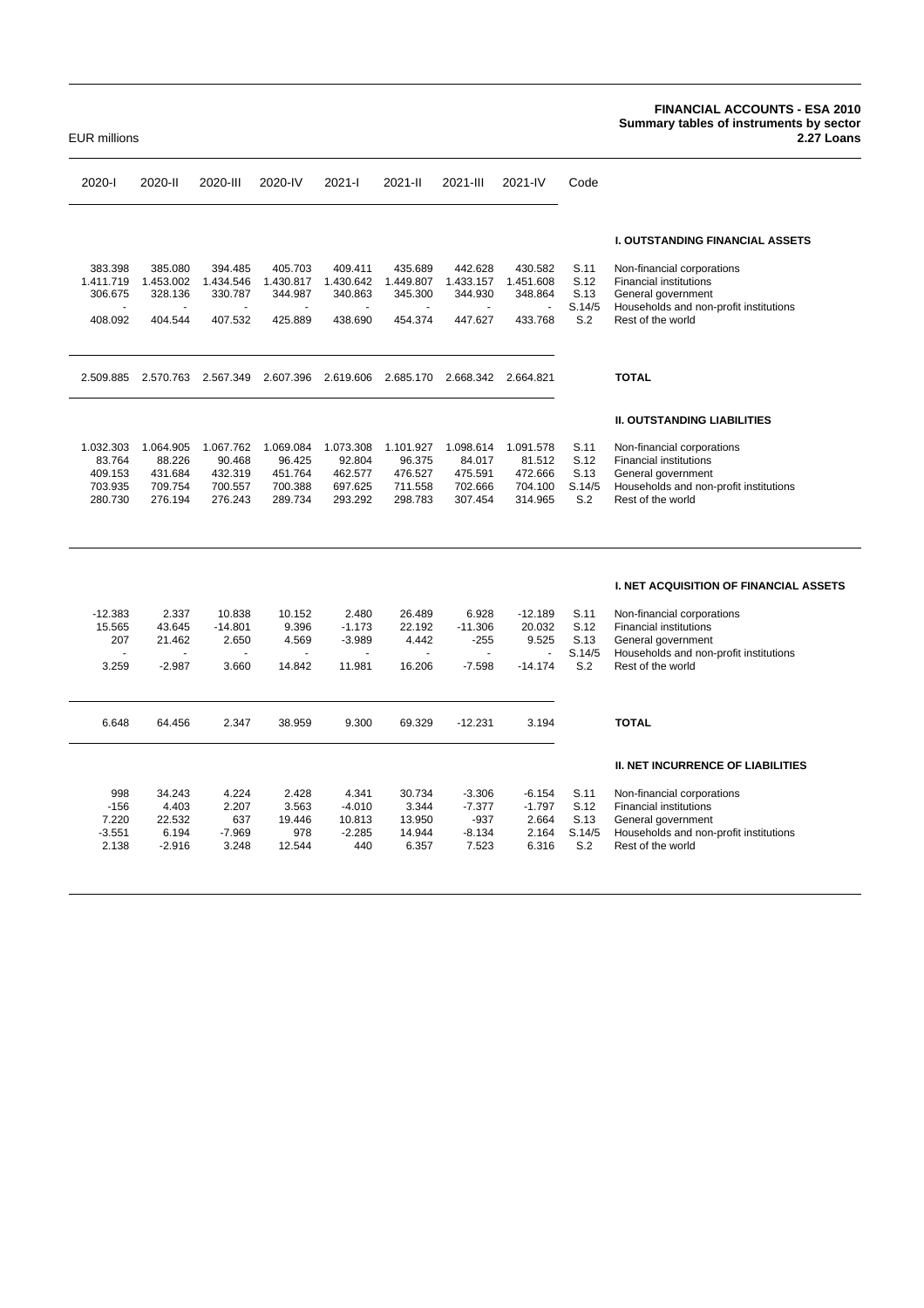# FINANCIAL ACCOUNTS - ESA 2010
## Summary tables of instruments by sector
### 2.27 Loans

EUR millions

| 2020-I | 2020-II | 2020-III | 2020-IV | 2021-I | 2021-II | 2021-III | 2021-IV | Code | |
|---|---|---|---|---|---|---|---|---|---|
| | | | | | | | | | **I. OUTSTANDING FINANCIAL ASSETS** |
| 383.398 | 385.080 | 394.485 | 405.703 | 409.411 | 435.689 | 442.628 | 430.582 | S.11 | Non-financial corporations |
| 1.411.719 | 1.453.002 | 1.434.546 | 1.430.817 | 1.430.642 | 1.449.807 | 1.433.157 | 1.451.608 | S.12 | Financial institutions |
| 306.675 | 328.136 | 330.787 | 344.987 | 340.863 | 345.300 | 344.930 | 348.864 | S.13 | General government |
| - | - | - | - | - | - | - | - | S.14/5 | Households and non-profit institutions |
| 408.092 | 404.544 | 407.532 | 425.889 | 438.690 | 454.374 | 447.627 | 433.768 | S.2 | Rest of the world |
| 2.509.885 | 2.570.763 | 2.567.349 | 2.607.396 | 2.619.606 | 2.685.170 | 2.668.342 | 2.664.821 | | **TOTAL** |
| | | | | | | | | | **II. OUTSTANDING LIABILITIES** |
| 1.032.303 | 1.064.905 | 1.067.762 | 1.069.084 | 1.073.308 | 1.101.927 | 1.098.614 | 1.091.578 | S.11 | Non-financial corporations |
| 83.764 | 88.226 | 90.468 | 96.425 | 92.804 | 96.375 | 84.017 | 81.512 | S.12 | Financial institutions |
| 409.153 | 431.684 | 432.319 | 451.764 | 462.577 | 476.527 | 475.591 | 472.666 | S.13 | General government |
| 703.935 | 709.754 | 700.557 | 700.388 | 697.625 | 711.558 | 702.666 | 704.100 | S.14/5 | Households and non-profit institutions |
| 280.730 | 276.194 | 276.243 | 289.734 | 293.292 | 298.783 | 307.454 | 314.965 | S.2 | Rest of the world |

| 2020-I | 2020-II | 2020-III | 2020-IV | 2021-I | 2021-II | 2021-III | 2021-IV | Code | |
|---|---|---|---|---|---|---|---|---|---|
| | | | | | | | | | **I. NET ACQUISITION OF FINANCIAL ASSETS** |
| -12.383 | 2.337 | 10.838 | 10.152 | 2.480 | 26.489 | 6.928 | -12.189 | S.11 | Non-financial corporations |
| 15.565 | 43.645 | -14.801 | 9.396 | -1.173 | 22.192 | -11.306 | 20.032 | S.12 | Financial institutions |
| 207 | 21.462 | 2.650 | 4.569 | -3.989 | 4.442 | -255 | 9.525 | S.13 | General government |
| - | - | - | - | - | - | - | - | S.14/5 | Households and non-profit institutions |
| 3.259 | -2.987 | 3.660 | 14.842 | 11.981 | 16.206 | -7.598 | -14.174 | S.2 | Rest of the world |
| 6.648 | 64.456 | 2.347 | 38.959 | 9.300 | 69.329 | -12.231 | 3.194 | | **TOTAL** |
| | | | | | | | | | **II. NET INCURRENCE OF LIABILITIES** |
| 998 | 34.243 | 4.224 | 2.428 | 4.341 | 30.734 | -3.306 | -6.154 | S.11 | Non-financial corporations |
| -156 | 4.403 | 2.207 | 3.563 | -4.010 | 3.344 | -7.377 | -1.797 | S.12 | Financial institutions |
| 7.220 | 22.532 | 637 | 19.446 | 10.813 | 13.950 | -937 | 2.664 | S.13 | General government |
| -3.551 | 6.194 | -7.969 | 978 | -2.285 | 14.944 | -8.134 | 2.164 | S.14/5 | Households and non-profit institutions |
| 2.138 | -2.916 | 3.248 | 12.544 | 440 | 6.357 | 7.523 | 6.316 | S.2 | Rest of the world |